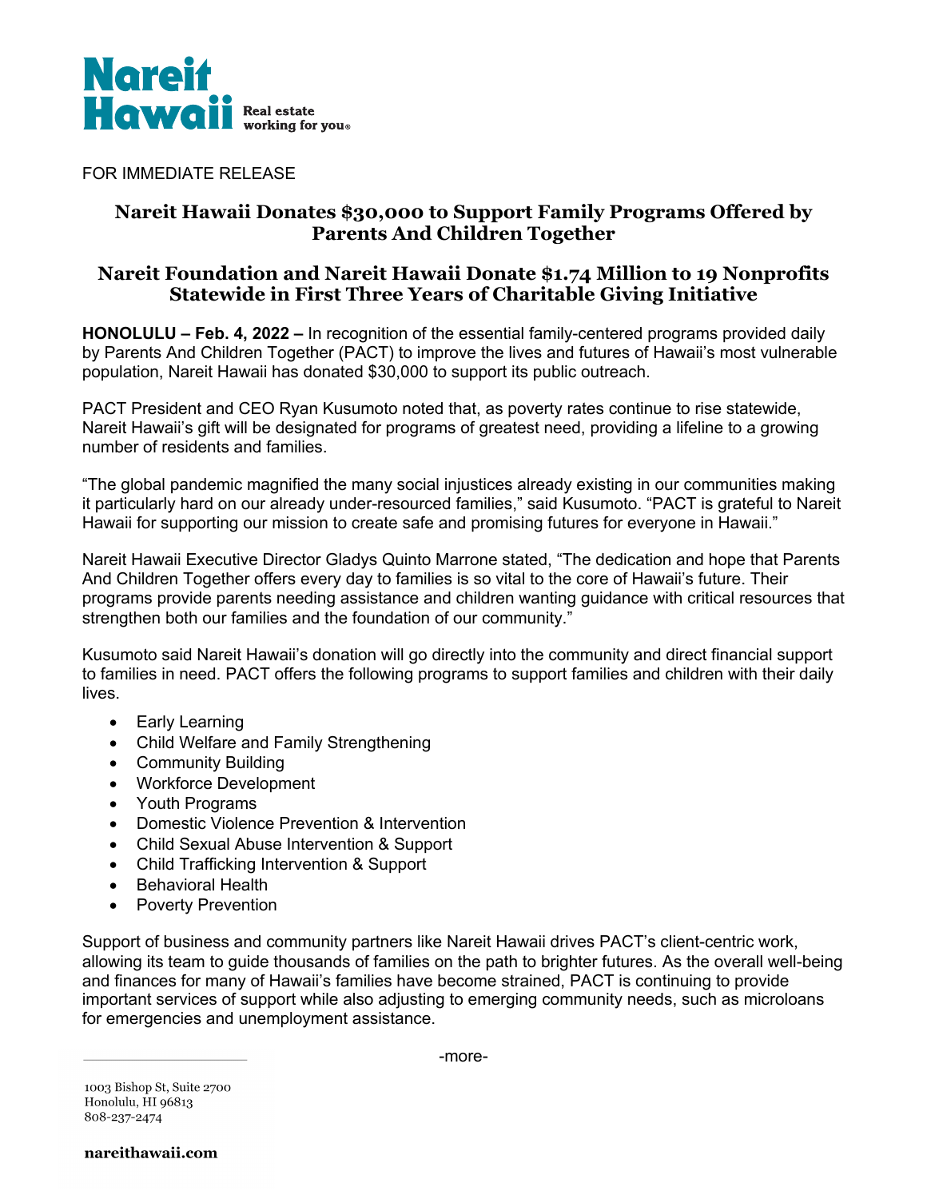**Nareit Hawaii**
Real estate working for you®

FOR IMMEDIATE RELEASE

## Nareit Hawaii Donates $30,000 to Support Family Programs Offered by Parents And Children Together

## Nareit Foundation and Nareit Hawaii Donate $1.74 Million to 19 Nonprofits Statewide in First Three Years of Charitable Giving Initiative

**HONOLULU – Feb. 4, 2022 –** In recognition of the essential family-centered programs provided daily by Parents And Children Together (PACT) to improve the lives and futures of Hawaii's most vulnerable population, Nareit Hawaii has donated $30,000 to support its public outreach.

PACT President and CEO Ryan Kusumoto noted that, as poverty rates continue to rise statewide, Nareit Hawaii's gift will be designated for programs of greatest need, providing a lifeline to a growing number of residents and families.

"The global pandemic magnified the many social injustices already existing in our communities making it particularly hard on our already under-resourced families," said Kusumoto. "PACT is grateful to Nareit Hawaii for supporting our mission to create safe and promising futures for everyone in Hawaii."

Nareit Hawaii Executive Director Gladys Quinto Marrone stated, "The dedication and hope that Parents And Children Together offers every day to families is so vital to the core of Hawaii's future. Their programs provide parents needing assistance and children wanting guidance with critical resources that strengthen both our families and the foundation of our community."

Kusumoto said Nareit Hawaii's donation will go directly into the community and direct financial support to families in need. PACT offers the following programs to support families and children with their daily lives.

- Early Learning
- Child Welfare and Family Strengthening
- Community Building
- Workforce Development
- Youth Programs
- Domestic Violence Prevention & Intervention
- Child Sexual Abuse Intervention & Support
- Child Trafficking Intervention & Support
- Behavioral Health
- Poverty Prevention

Support of business and community partners like Nareit Hawaii drives PACT's client-centric work, allowing its team to guide thousands of families on the path to brighter futures. As the overall well-being and finances for many of Hawaii's families have become strained, PACT is continuing to provide important services of support while also adjusting to emerging community needs, such as microloans for emergencies and unemployment assistance.

-more-

1003 Bishop St, Suite 2700
Honolulu, HI 96813
808-237-2474

**nareithawaii.com**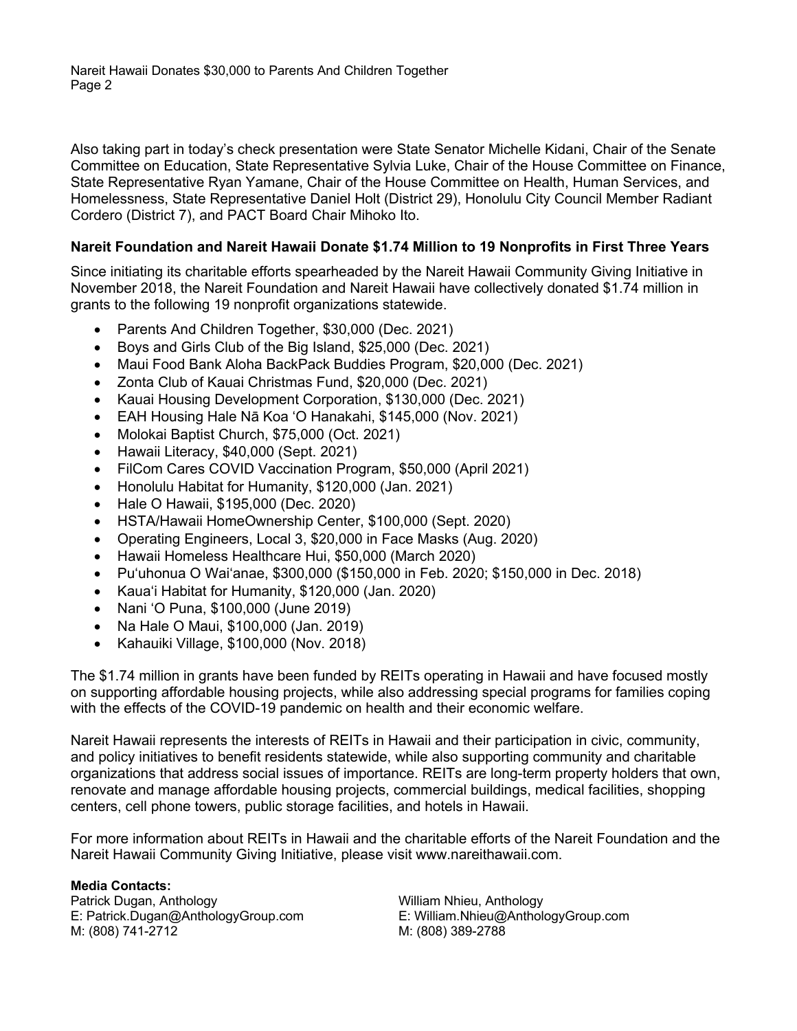Also taking part in today's check presentation were State Senator Michelle Kidani, Chair of the Senate Committee on Education, State Representative Sylvia Luke, Chair of the House Committee on Finance, State Representative Ryan Yamane, Chair of the House Committee on Health, Human Services, and Homelessness, State Representative Daniel Holt (District 29), Honolulu City Council Member Radiant Cordero (District 7), and PACT Board Chair Mihoko Ito.

**Nareit Foundation and Nareit Hawaii Donate $1.74 Million to 19 Nonprofits in First Three Years**

Since initiating its charitable efforts spearheaded by the Nareit Hawaii Community Giving Initiative in November 2018, the Nareit Foundation and Nareit Hawaii have collectively donated $1.74 million in grants to the following 19 nonprofit organizations statewide.

- Parents And Children Together, $30,000 (Dec. 2021)
- Boys and Girls Club of the Big Island, $25,000 (Dec. 2021)
- Maui Food Bank Aloha BackPack Buddies Program, $20,000 (Dec. 2021)
- Zonta Club of Kauai Christmas Fund, $20,000 (Dec. 2021)
- Kauai Housing Development Corporation, $130,000 (Dec. 2021)
- EAH Housing Hale Nā Koa ʻO Hanakahi, $145,000 (Nov. 2021)
- Molokai Baptist Church, $75,000 (Oct. 2021)
- Hawaii Literacy, $40,000 (Sept. 2021)
- FilCom Cares COVID Vaccination Program, $50,000 (April 2021)
- Honolulu Habitat for Humanity, $120,000 (Jan. 2021)
- Hale O Hawaii, $195,000 (Dec. 2020)
- HSTA/Hawaii HomeOwnership Center, $100,000 (Sept. 2020)
- Operating Engineers, Local 3, $20,000 in Face Masks (Aug. 2020)
- Hawaii Homeless Healthcare Hui, $50,000 (March 2020)
- Puʻuhonua O Waiʻanae, $300,000 ($150,000 in Feb. 2020; $150,000 in Dec. 2018)
- Kauaʻi Habitat for Humanity, $120,000 (Jan. 2020)
- Nani ʻO Puna, $100,000 (June 2019)
- Na Hale O Maui, $100,000 (Jan. 2019)
- Kahauiki Village, $100,000 (Nov. 2018)

The $1.74 million in grants have been funded by REITs operating in Hawaii and have focused mostly on supporting affordable housing projects, while also addressing special programs for families coping with the effects of the COVID-19 pandemic on health and their economic welfare.

Nareit Hawaii represents the interests of REITs in Hawaii and their participation in civic, community, and policy initiatives to benefit residents statewide, while also supporting community and charitable organizations that address social issues of importance. REITs are long-term property holders that own, renovate and manage affordable housing projects, commercial buildings, medical facilities, shopping centers, cell phone towers, public storage facilities, and hotels in Hawaii.

For more information about REITs in Hawaii and the charitable efforts of the Nareit Foundation and the Nareit Hawaii Community Giving Initiative, please visit www.nareithawaii.com.

**Media Contacts:**

Patrick Dugan, Anthology
E: Patrick.Dugan@AnthologyGroup.com
M: (808) 741-2712

William Nhieu, Anthology
E: William.Nhieu@AnthologyGroup.com
M: (808) 389-2788